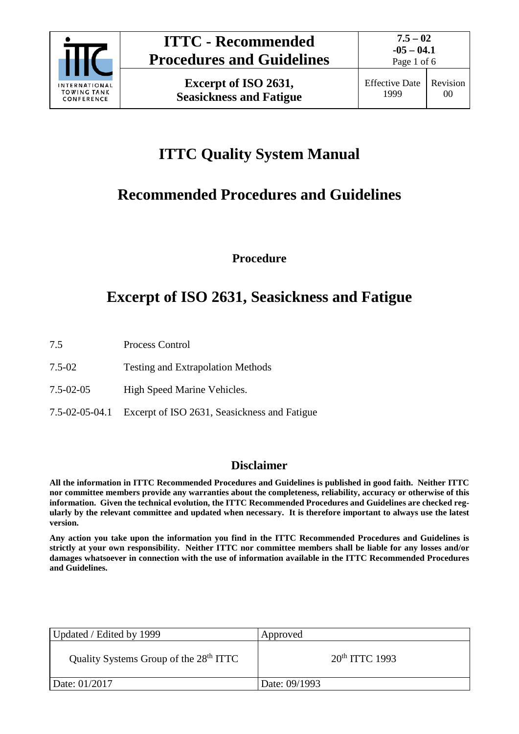# ITTC Quality System Manual

# Recommended Procedures and Guidelines

### Procedure

# Excerpt of ISO 2631, Seasickness and Fatigue

| | |
|---|---|
| 7.5 | Process Control |
| 7.5-02 | Testing and Extrapolation Methods |
| 7.5-02-05 | High Speed Marine Vehicles. |
| 7.5-02-05-04.1 | Excerpt of ISO 2631, Seasickness and Fatigue |

## Disclaimer

**All the information in ITTC Recommended Procedures and Guidelines is published in good faith. Neither ITTC nor committee members provide any warranties about the completeness, reliability, accuracy or otherwise of this information. Given the technical evolution, the ITTC Recommended Procedures and Guidelines are checked regularly by the relevant committee and updated when necessary. It is therefore important to always use the latest version.**

**Any action you take upon the information you find in the ITTC Recommended Procedures and Guidelines is strictly at your own responsibility. Neither ITTC nor committee members shall be liable for any losses and/or damages whatsoever in connection with the use of information available in the ITTC Recommended Procedures and Guidelines.**

| Updated / Edited by 1999 | Approved |
|---|---|
| Quality Systems Group of the 28th ITTC | 20th ITTC 1993 |
| Date: 01/2017 | Date: 09/1993 |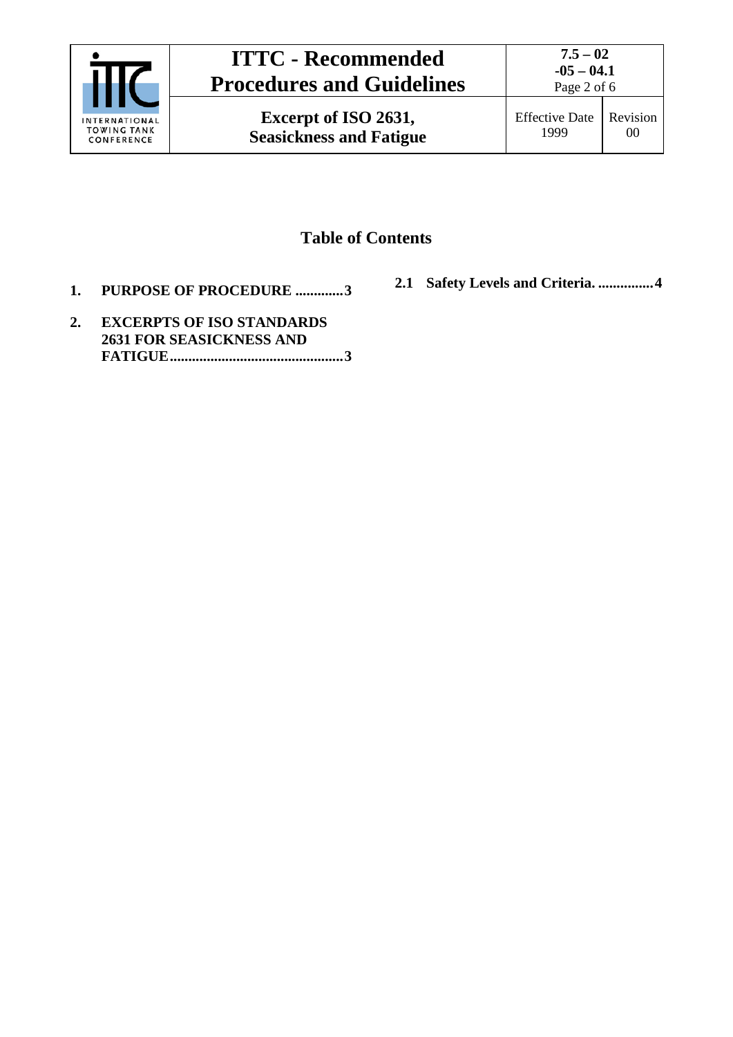## Table of Contents

**1. PURPOSE OF PROCEDURE .............3**

**2. EXCERPTS OF ISO STANDARDS 2631 FOR SEASICKNESS AND FATIGUE...............................................3**

**2.1 Safety Levels and Criteria. ...............4**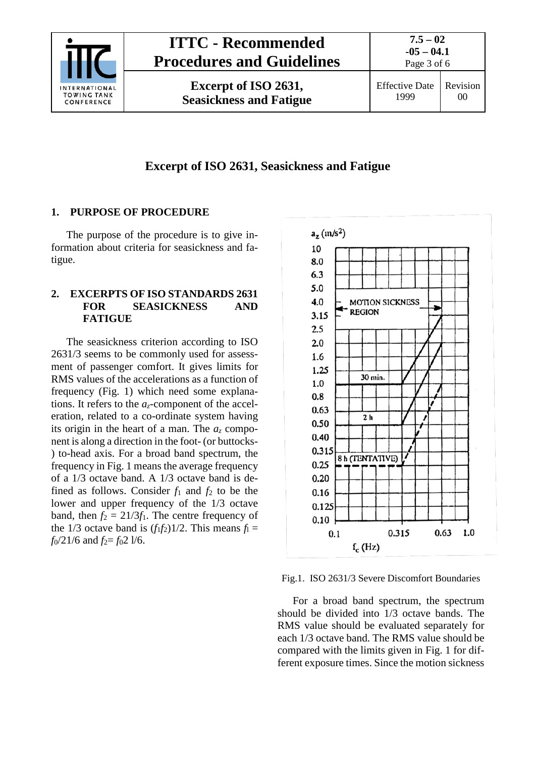# Excerpt of ISO 2631, Seasickness and Fatigue

## 1. PURPOSE OF PROCEDURE

The purpose of the procedure is to give information about criteria for seasickness and fatigue.

## 2. EXCERPTS OF ISO STANDARDS 2631 FOR SEASICKNESS AND FATIGUE

The seasickness criterion according to ISO 2631/3 seems to be commonly used for assessment of passenger comfort. It gives limits for RMS values of the accelerations as a function of frequency (Fig. 1) which need some explanations. It refers to the $a_z$-component of the acceleration, related to a co-ordinate system having its origin in the heart of a man. The $a_z$ component is along a direction in the foot- (or buttocks-) to-head axis. For a broad band spectrum, the frequency in Fig. 1 means the average frequency of a 1/3 octave band. A 1/3 octave band is defined as follows. Consider $f_1$ and $f_2$ to be the lower and upper frequency of the 1/3 octave band, then $f_2 = 21/3f_1$. The centre frequency of the 1/3 octave band is $(f_1f_2)1/2$. This means $f_l = f_0/21/6$ and $f_2 = f_0 2\ 1/6$.

Fig.1. ISO 2631/3 Severe Discomfort Boundaries

For a broad band spectrum, the spectrum should be divided into 1/3 octave bands. The RMS value should be evaluated separately for each 1/3 octave band. The RMS value should be compared with the limits given in Fig. 1 for different exposure times. Since the motion sickness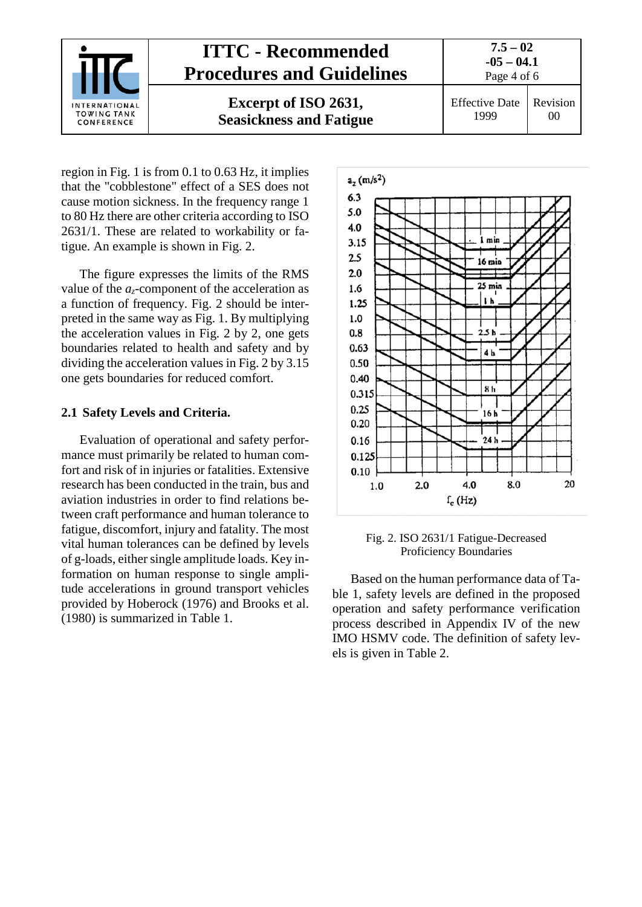region in Fig. 1 is from 0.1 to 0.63 Hz, it implies that the "cobblestone" effect of a SES does not cause motion sickness. In the frequency range 1 to 80 Hz there are other criteria according to ISO 2631/1. These are related to workability or fatigue. An example is shown in Fig. 2.

The figure expresses the limits of the RMS value of the $a_z$-component of the acceleration as a function of frequency. Fig. 2 should be interpreted in the same way as Fig. 1. By multiplying the acceleration values in Fig. 2 by 2, one gets boundaries related to health and safety and by dividing the acceleration values in Fig. 2 by 3.15 one gets boundaries for reduced comfort.

## 2.1 Safety Levels and Criteria.

Evaluation of operational and safety performance must primarily be related to human comfort and risk of in injuries or fatalities. Extensive research has been conducted in the train, bus and aviation industries in order to find relations between craft performance and human tolerance to fatigue, discomfort, injury and fatality. The most vital human tolerances can be defined by levels of g-loads, either single amplitude loads. Key information on human response to single amplitude accelerations in ground transport vehicles provided by Hoberock (1976) and Brooks et al. (1980) is summarized in Table 1.

Fig. 2. ISO 2631/1 Fatigue-Decreased Proficiency Boundaries

Based on the human performance data of Table 1, safety levels are defined in the proposed operation and safety performance verification process described in Appendix IV of the new IMO HSMV code. The definition of safety levels is given in Table 2.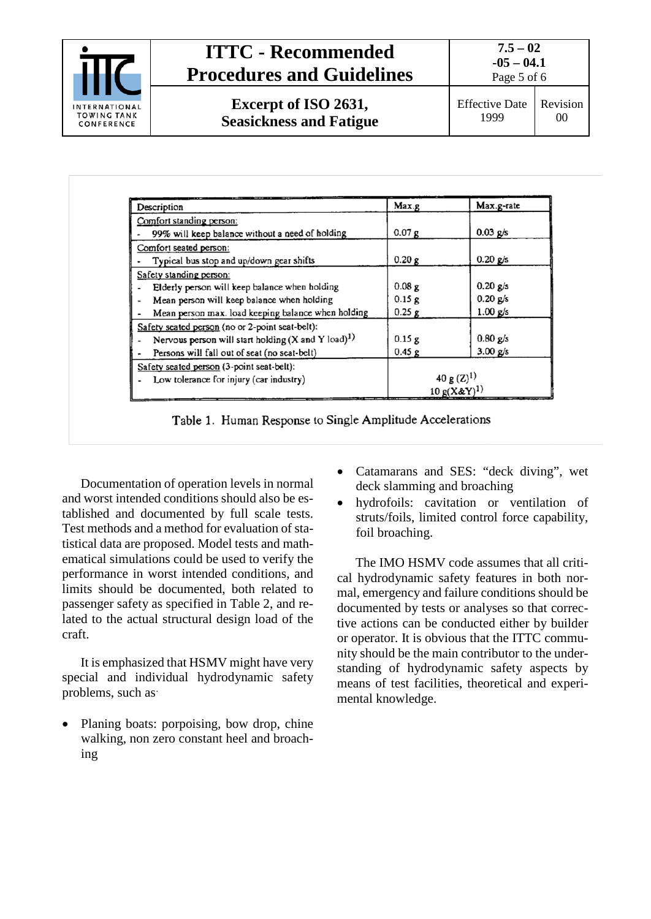| Description | Max.g | Max.g-rate |
|---|---|---|
| Comfort standing person: | | |
| - 99% will keep balance without a need of holding | 0.07 g | 0.03 g/s |
| Comfort seated person: | | |
| - Typical bus stop and up/down gear shifts | 0.20 g | 0.20 g/s |
| Safety standing person: | | |
| - Elderly person will keep balance when holding | 0.08 g | 0.20 g/s |
| - Mean person will keep balance when holding | 0.15 g | 0.20 g/s |
| - Mean person max. load keeping balance when holding | 0.25 g | 1.00 g/s |
| Safety seated person (no or 2-point seat-belt): | | |
| - Nervous person will start holding (X and Y load)[1] | 0.15 g | 0.80 g/s |
| - Persons will fall out of seat (no seat-belt) | 0.45 g | 3.00 g/s |
| Safety seated person (3-point seat-belt): | | |
| - Low tolerance for injury (car industry) | 40 g (Z)[1] 10 g(X&Y)[1] | |

Table 1. Human Response to Single Amplitude Accelerations

Documentation of operation levels in normal and worst intended conditions should also be established and documented by full scale tests. Test methods and a method for evaluation of statistical data are proposed. Model tests and mathematical simulations could be used to verify the performance in worst intended conditions, and limits should be documented, both related to passenger safety as specified in Table 2, and related to the actual structural design load of the craft.

It is emphasized that HSMV might have very special and individual hydrodynamic safety problems, such as

- Planing boats: porpoising, bow drop, chine walking, non zero constant heel and broaching
- Catamarans and SES: "deck diving", wet deck slamming and broaching
- hydrofoils: cavitation or ventilation of struts/foils, limited control force capability, foil broaching.

The IMO HSMV code assumes that all critical hydrodynamic safety features in both normal, emergency and failure conditions should be documented by tests or analyses so that corrective actions can be conducted either by builder or operator. It is obvious that the ITTC community should be the main contributor to the understanding of hydrodynamic safety aspects by means of test facilities, theoretical and experimental knowledge.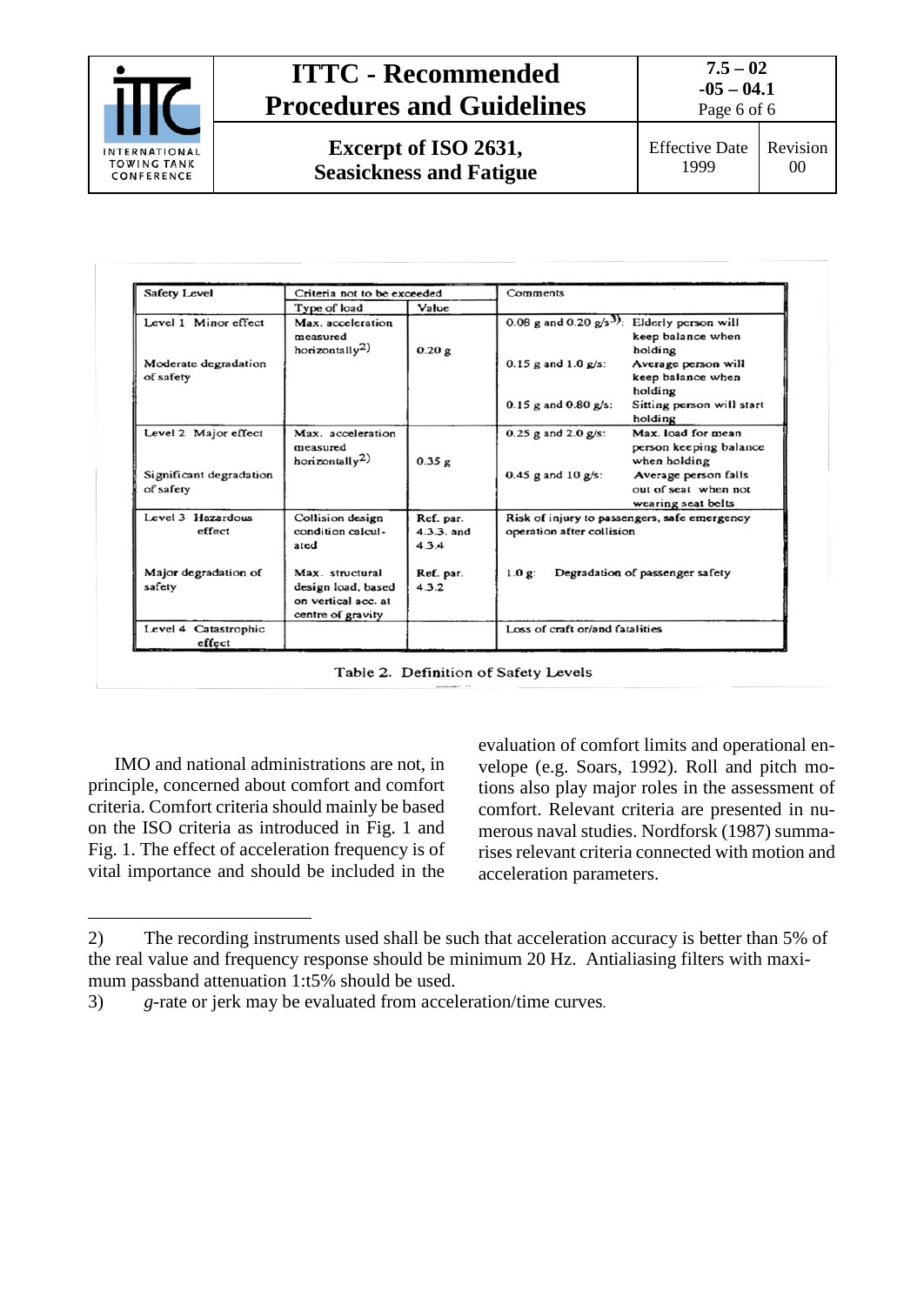| Safety Level | Criteria not to be exceeded | | Comments | |
|---|---|---|---|---|
| | Type of load | Value | | |
| Level 1 Minor effect | Max. acceleration measured horizontally[2] | 0.20 g | 0.08 g and 0.20 g/s[3]: | Elderly person will keep balance when holding |
| Moderate degradation of safety | | | 0.15 g and 1.0 g/s: | Average person will keep balance when holding |
| | | | 0.15 g and 0.80 g/s: | Sitting person will start holding |
| Level 2 Major effect | Max. acceleration measured horizontally[2] | 0.35 g | 0.25 g and 2.0 g/s: | Max. load for mean person keeping balance when holding |
| Significant degradation of safety | | | 0.45 g and 10 g/s: | Average person falls out of seat when not wearing seat belts |
| Level 3 Hazardous effect | Collision design condition calculated | Ref. par. 4.3.3. and 4.3.4 | Risk of injury to passengers, safe emergency operation after collision | |
| Major degradation of safety | Max. structural design load, based on vertical acc. at centre of gravity | Ref. par. 4.3.2 | 1.0 g: | Degradation of passenger safety |
| Level 4 Catastrophic effect | | | Loss of craft or/and fatalities | |

Table 2. Definition of Safety Levels

IMO and national administrations are not, in principle, concerned about comfort and comfort criteria. Comfort criteria should mainly be based on the ISO criteria as introduced in Fig. 1 and Fig. 1. The effect of acceleration frequency is of vital importance and should be included in the evaluation of comfort limits and operational envelope (e.g. Soars, 1992). Roll and pitch motions also play major roles in the assessment of comfort. Relevant criteria are presented in numerous naval studies. Nordforsk (1987) summarises relevant criteria connected with motion and acceleration parameters.

---

2) The recording instruments used shall be such that acceleration accuracy is better than 5% of the real value and frequency response should be minimum 20 Hz. Antialiasing filters with maximum passband attenuation 1:t5% should be used.

3) *g*-rate or jerk may be evaluated from acceleration/time curves.